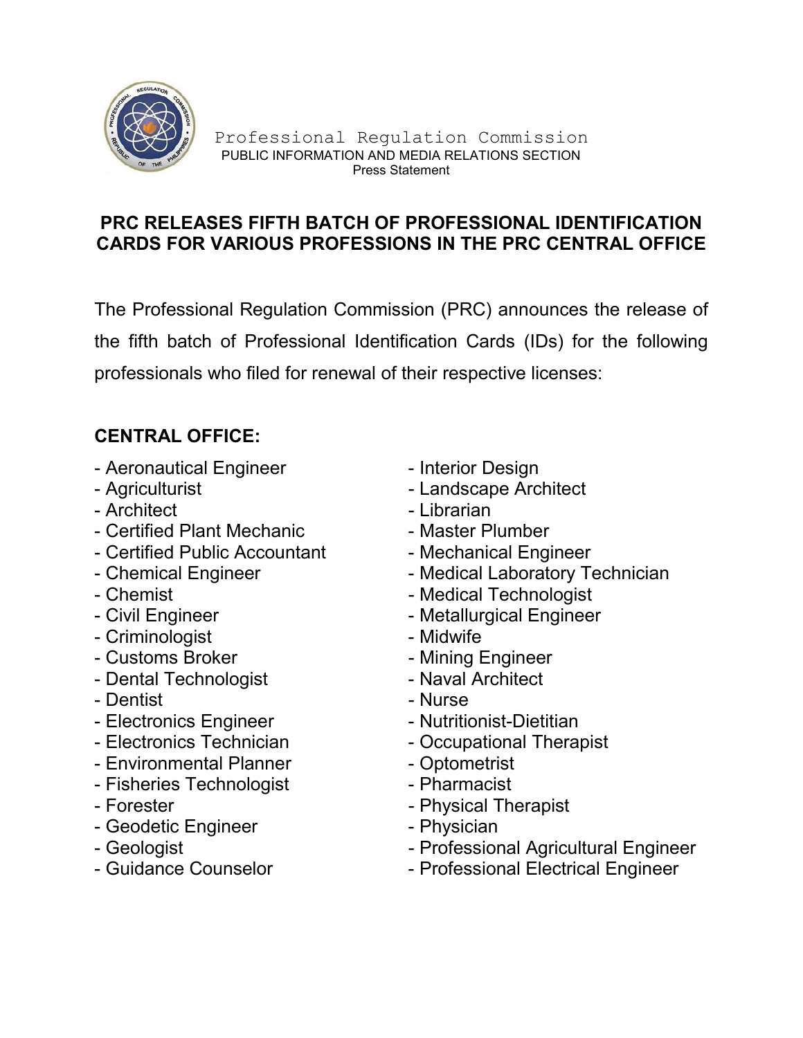Professional Regulation Commission
PUBLIC INFORMATION AND MEDIA RELATIONS SECTION
Press Statement

## PRC RELEASES FIFTH BATCH OF PROFESSIONAL IDENTIFICATION CARDS FOR VARIOUS PROFESSIONS IN THE PRC CENTRAL OFFICE

The Professional Regulation Commission (PRC) announces the release of the fifth batch of Professional Identification Cards (IDs) for the following professionals who filed for renewal of their respective licenses:

**CENTRAL OFFICE:**

- Aeronautical Engineer
- Agriculturist
- Architect
- Certified Plant Mechanic
- Certified Public Accountant
- Chemical Engineer
- Chemist
- Civil Engineer
- Criminologist
- Customs Broker
- Dental Technologist
- Dentist
- Electronics Engineer
- Electronics Technician
- Environmental Planner
- Fisheries Technologist
- Forester
- Geodetic Engineer
- Geologist
- Guidance Counselor
- Interior Design
- Landscape Architect
- Librarian
- Master Plumber
- Mechanical Engineer
- Medical Laboratory Technician
- Medical Technologist
- Metallurgical Engineer
- Midwife
- Mining Engineer
- Naval Architect
- Nurse
- Nutritionist-Dietitian
- Occupational Therapist
- Optometrist
- Pharmacist
- Physical Therapist
- Physician
- Professional Agricultural Engineer
- Professional Electrical Engineer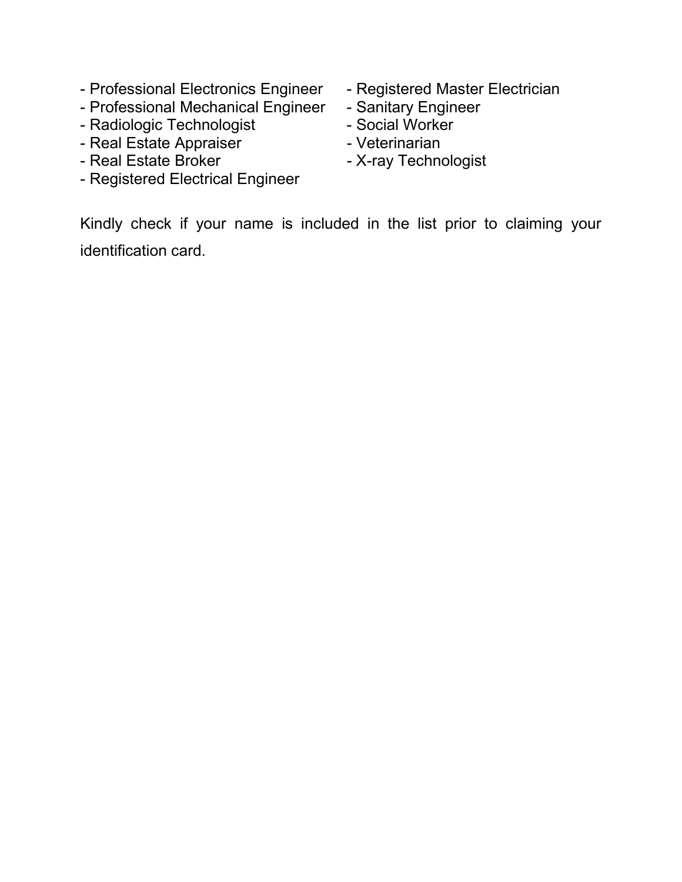- Professional Electronics Engineer
- Professional Mechanical Engineer
- Radiologic Technologist
- Real Estate Appraiser
- Real Estate Broker
- Registered Electrical Engineer
- Registered Master Electrician
- Sanitary Engineer
- Social Worker
- Veterinarian
- X-ray Technologist

Kindly check if your name is included in the list prior to claiming your identification card.